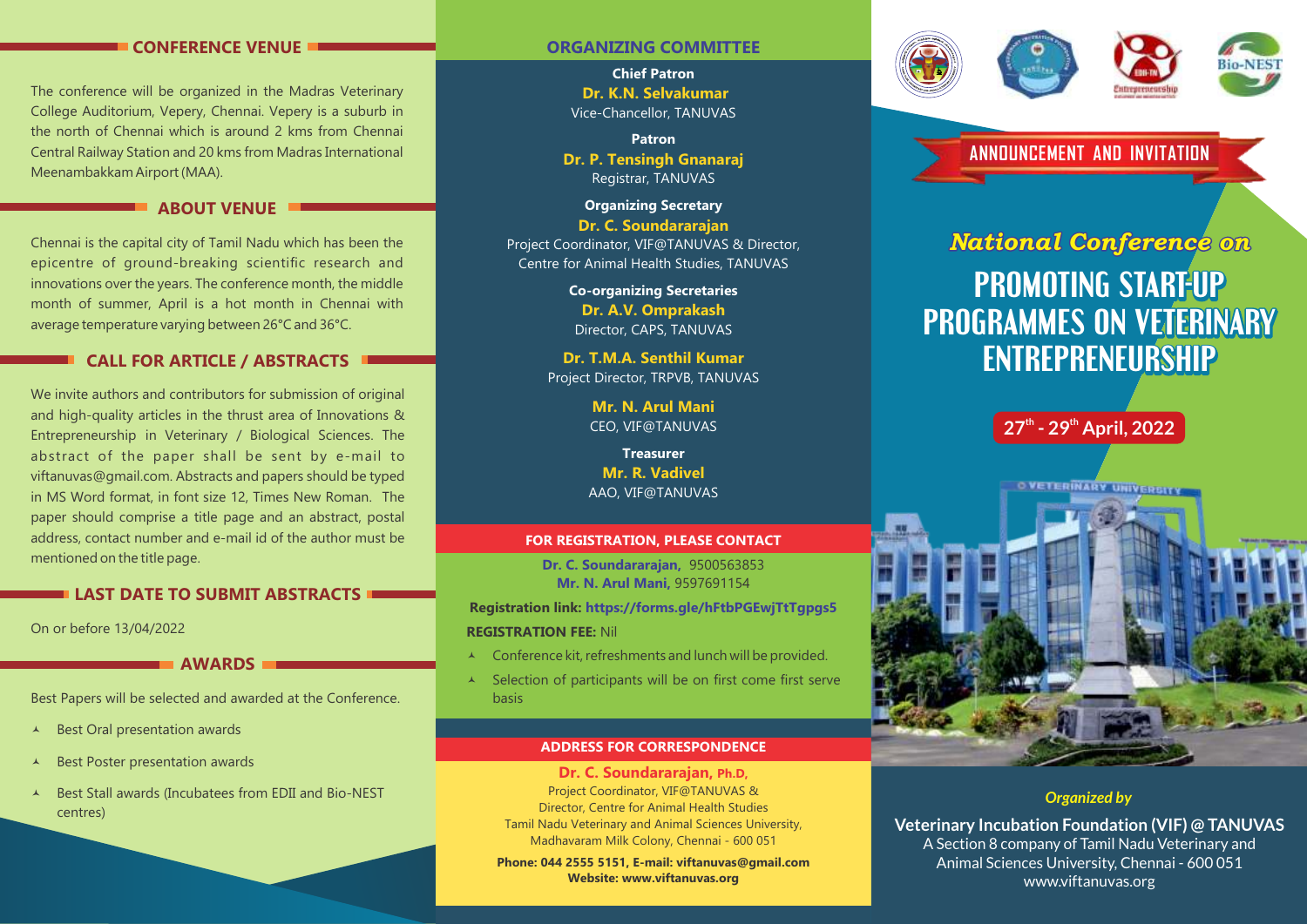## CONFERENCE VENUE

The conference will be organized in the Madras Veterinary College Auditorium, Vepery, Chennai. Vepery is a suburb in the north of Chennai which is around 2 kms from Chennai Central Railway Station and 20 kms from Madras International Meenambakkam Airport (MAA).

## ABOUT VENUE

Chennai is the capital city of Tamil Nadu which has been the epicentre of ground-breaking scientific research and innovations over the years. The conference month, the middle month of summer, April is a hot month in Chennai with average temperature varying between 26°C and 36°C.

## CALL FOR ARTICLE / ABSTRACTS

We invite authors and contributors for submission of original and high-quality articles in the thrust area of Innovations & Entrepreneurship in Veterinary / Biological Sciences. The abstract of the paper shall be sent by e-mail to viftanuvas@gmail.com. Abstracts and papers should be typed in MS Word format, in font size 12, Times New Roman. The paper should comprise a title page and an abstract, postal address, contact number and e-mail id of the author must be mentioned on the title page.

## LAST DATE TO SUBMIT ABSTRACTS

On or before 13/04/2022

## AWARDS

Best Papers will be selected and awarded at the Conference.

- Best Oral presentation awards
- Best Poster presentation awards
- Best Stall awards (Incubatees from EDII and Bio-NEST centres)

## ORGANIZING COMMITTEE

**Chief Patron**
**Dr. K.N. Selvakumar**
Vice-Chancellor, TANUVAS

**Patron**
**Dr. P. Tensingh Gnanaraj**
Registrar, TANUVAS

**Organizing Secretary**
**Dr. C. Soundararajan**
Project Coordinator, VIF@TANUVAS & Director, Centre for Animal Health Studies, TANUVAS

**Co-organizing Secretaries**
**Dr. A.V. Omprakash**
Director, CAPS, TANUVAS

**Dr. T.M.A. Senthil Kumar**
Project Director, TRPVB, TANUVAS

**Mr. N. Arul Mani**
CEO, VIF@TANUVAS

**Treasurer**
**Mr. R. Vadivel**
AAO, VIF@TANUVAS

### FOR REGISTRATION, PLEASE CONTACT

**Dr. C. Soundararajan,** 9500563853
**Mr. N. Arul Mani,** 9597691154

**Registration link: https://forms.gle/hFtbPGEwjTtTgpgs5**

**REGISTRATION FEE:** Nil

- Conference kit, refreshments and lunch will be provided.
- Selection of participants will be on first come first serve basis

### ADDRESS FOR CORRESPONDENCE

**Dr. C. Soundararajan, Ph.D,**
Project Coordinator, VIF@TANUVAS &
Director, Centre for Animal Health Studies
Tamil Nadu Veterinary and Animal Sciences University,
Madhavaram Milk Colony, Chennai - 600 051

**Phone: 044 2555 5151, E-mail: viftanuvas@gmail.com**
**Website: www.viftanuvas.org**

ANNOUNCEMENT AND INVITATION

*National Conference on*

# PROMOTING START-UP PROGRAMMES ON VETERINARY ENTREPRENEURSHIP

**27th - 29th April, 2022**

*Organized by*

**Veterinary Incubation Foundation (VIF) @ TANUVAS**
A Section 8 company of Tamil Nadu Veterinary and Animal Sciences University, Chennai - 600 051
www.viftanuvas.org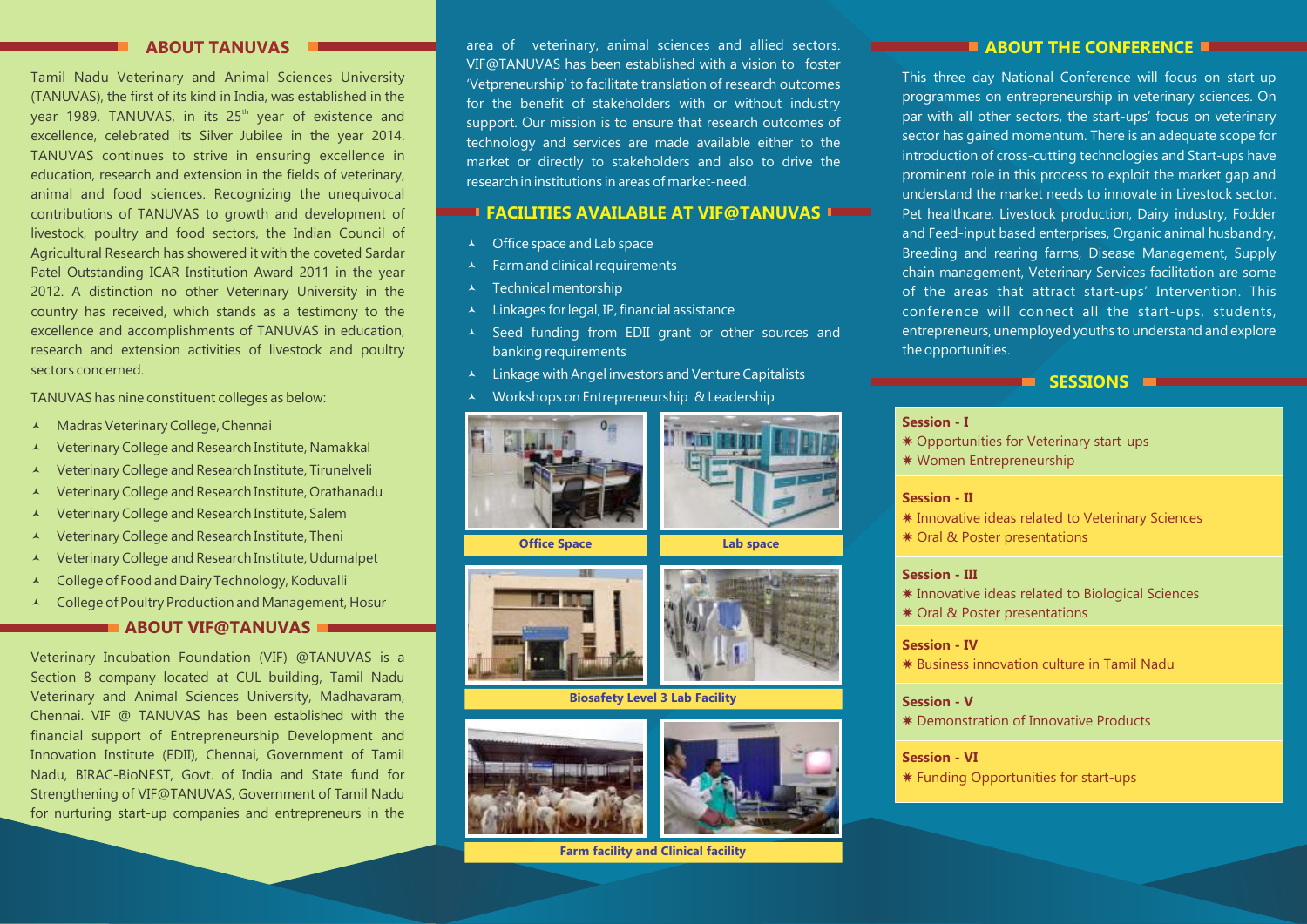## ABOUT TANUVAS

Tamil Nadu Veterinary and Animal Sciences University (TANUVAS), the first of its kind in India, was established in the year 1989. TANUVAS, in its 25th year of existence and excellence, celebrated its Silver Jubilee in the year 2014. TANUVAS continues to strive in ensuring excellence in education, research and extension in the fields of veterinary, animal and food sciences. Recognizing the unequivocal contributions of TANUVAS to growth and development of livestock, poultry and food sectors, the Indian Council of Agricultural Research has showered it with the coveted Sardar Patel Outstanding ICAR Institution Award 2011 in the year 2012. A distinction no other Veterinary University in the country has received, which stands as a testimony to the excellence and accomplishments of TANUVAS in education, research and extension activities of livestock and poultry sectors concerned.

TANUVAS has nine constituent colleges as below:

- Madras Veterinary College, Chennai
- Veterinary College and Research Institute, Namakkal
- Veterinary College and Research Institute, Tirunelveli
- Veterinary College and Research Institute, Orathanadu
- Veterinary College and Research Institute, Salem
- Veterinary College and Research Institute, Theni
- Veterinary College and Research Institute, Udumalpet
- College of Food and Dairy Technology, Koduvalli
- College of Poultry Production and Management, Hosur

## ABOUT VIF@TANUVAS

Veterinary Incubation Foundation (VIF) @TANUVAS is a Section 8 company located at CUL building, Tamil Nadu Veterinary and Animal Sciences University, Madhavaram, Chennai. VIF @ TANUVAS has been established with the financial support of Entrepreneurship Development and Innovation Institute (EDII), Chennai, Government of Tamil Nadu, BIRAC-BioNEST, Govt. of India and State fund for Strengthening of VIF@TANUVAS, Government of Tamil Nadu for nurturing start-up companies and entrepreneurs in the area of veterinary, animal sciences and allied sectors. VIF@TANUVAS has been established with a vision to foster 'Vetpreneurship' to facilitate translation of research outcomes for the benefit of stakeholders with or without industry support. Our mission is to ensure that research outcomes of technology and services are made available either to the market or directly to stakeholders and also to drive the research in institutions in areas of market-need.

## FACILITIES AVAILABLE AT VIF@TANUVAS

- Office space and Lab space
- Farm and clinical requirements
- Technical mentorship
- Linkages for legal, IP, financial assistance
- Seed funding from EDII grant or other sources and banking requirements
- Linkage with Angel investors and Venture Capitalists
- Workshops on Entrepreneurship & Leadership

Office Space

Lab space

Biosafety Level 3 Lab Facility

Farm facility and Clinical facility

## ABOUT THE CONFERENCE

This three day National Conference will focus on start-up programmes on entrepreneurship in veterinary sciences. On par with all other sectors, the start-ups' focus on veterinary sector has gained momentum. There is an adequate scope for introduction of cross-cutting technologies and Start-ups have prominent role in this process to exploit the market gap and understand the market needs to innovate in Livestock sector. Pet healthcare, Livestock production, Dairy industry, Fodder and Feed-input based enterprises, Organic animal husbandry, Breeding and rearing farms, Disease Management, Supply chain management, Veterinary Services facilitation are some of the areas that attract start-ups' Intervention. This conference will connect all the start-ups, students, entrepreneurs, unemployed youths to understand and explore the opportunities.

## SESSIONS

**Session - I**
- Opportunities for Veterinary start-ups
- Women Entrepreneurship

**Session - II**
- Innovative ideas related to Veterinary Sciences
- Oral & Poster presentations

**Session - III**
- Innovative ideas related to Biological Sciences
- Oral & Poster presentations

**Session - IV**
- Business innovation culture in Tamil Nadu

**Session - V**
- Demonstration of Innovative Products

**Session - VI**
- Funding Opportunities for start-ups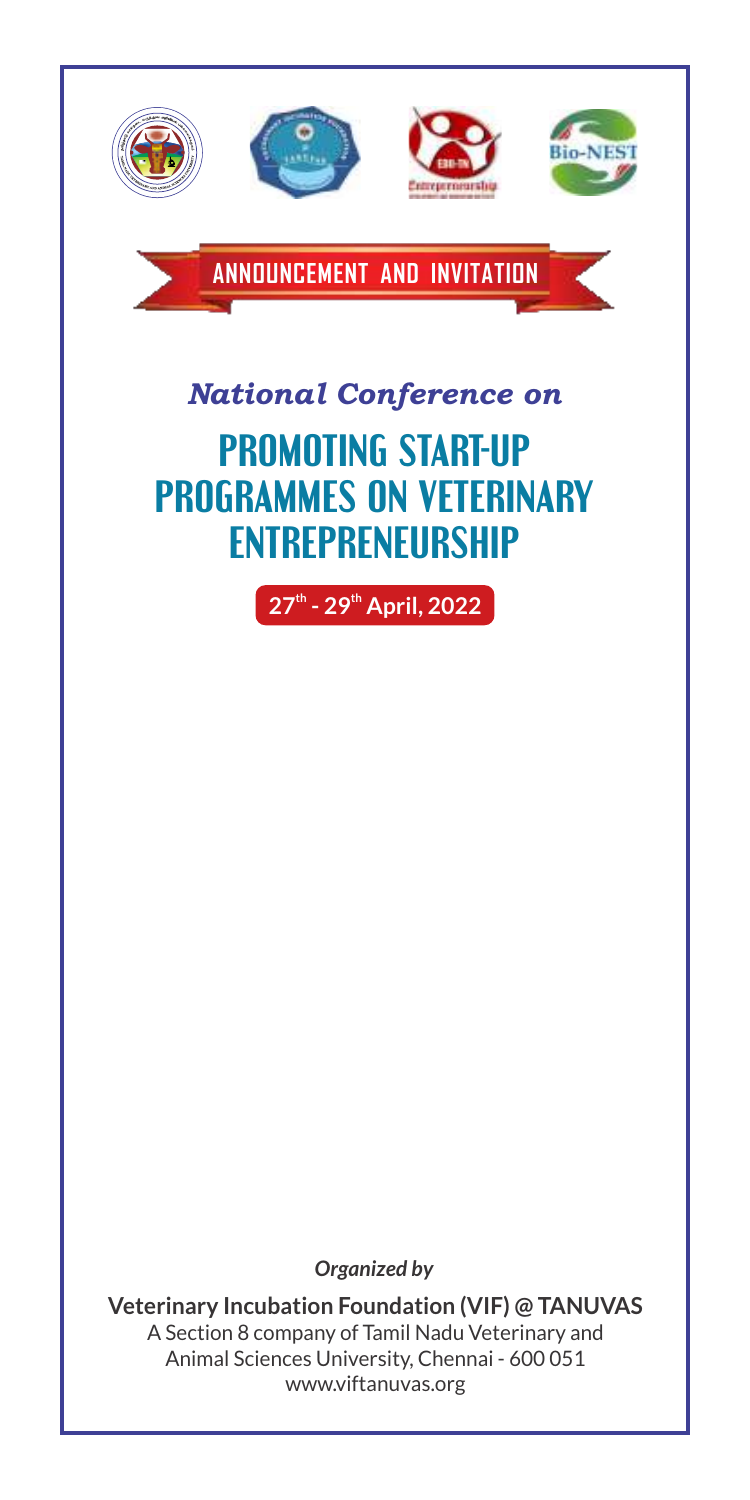ANNOUNCEMENT AND INVITATION

*National Conference on*

# PROMOTING START-UP PROGRAMMES ON VETERINARY ENTREPRENEURSHIP

**27th - 29th April, 2022**

***Organized by***

**Veterinary Incubation Foundation (VIF) @ TANUVAS**

A Section 8 company of Tamil Nadu Veterinary and Animal Sciences University, Chennai - 600 051

www.viftanuvas.org